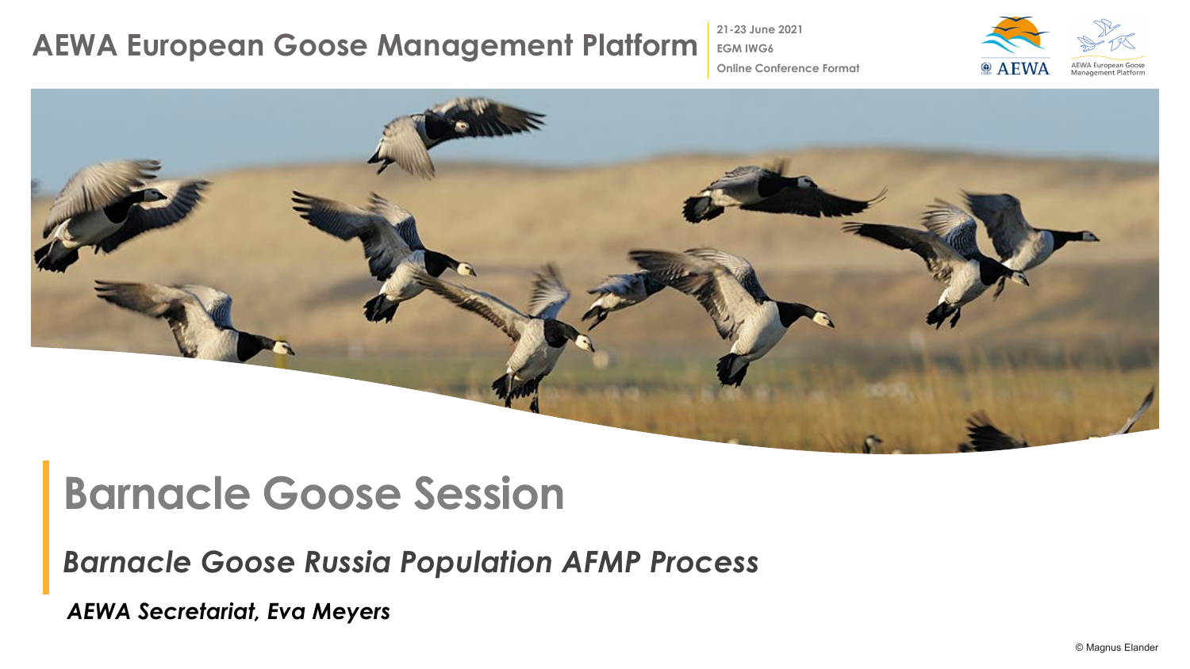# AEWA European Goose Management Platform

21-23 June 2021
EGM IWG6
Online Conference Format

AEWA

AEWA European Goose Management Platform

## Barnacle Goose Session

***Barnacle Goose Russia Population AFMP Process***

***AEWA Secretariat, Eva Meyers***

© Magnus Elander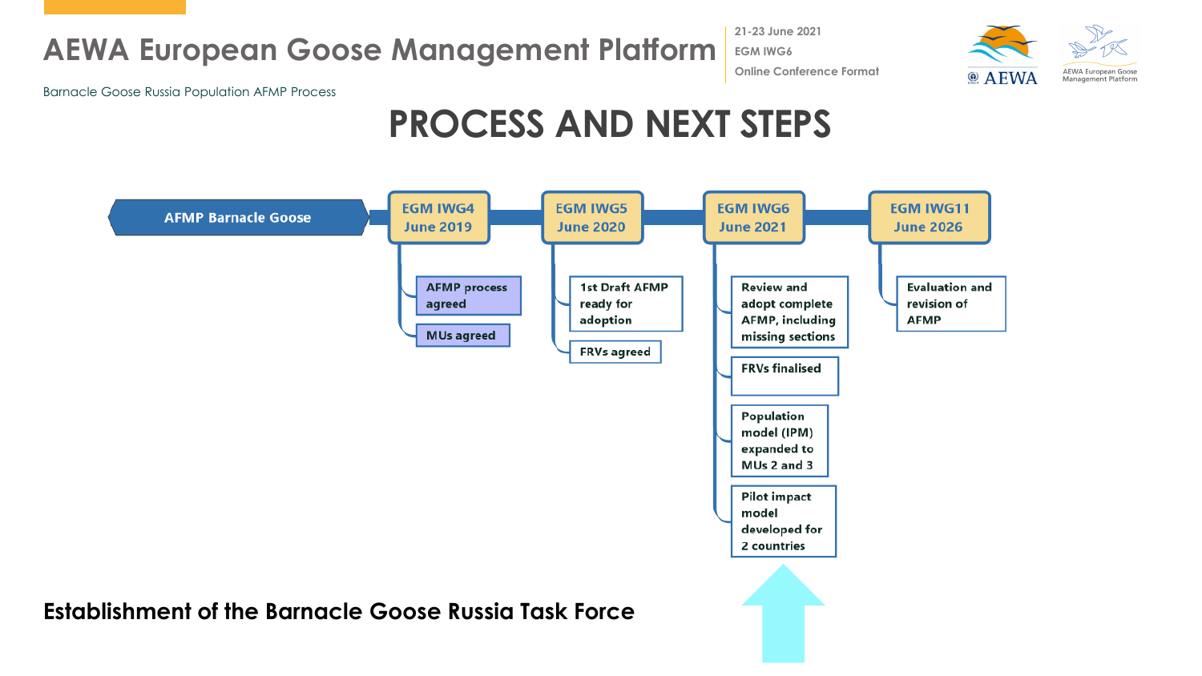# PROCESS AND NEXT STEPS

**AFMP Barnacle Goose**

**EGM IWG4 June 2019**
- AFMP process agreed
- MUs agreed

**EGM IWG5 June 2020**
- 1st Draft AFMP ready for adoption
- FRVs agreed

**EGM IWG6 June 2021**
- Review and adopt complete AFMP, including missing sections
- FRVs finalised
- Population model (IPM) expanded to MUs 2 and 3
- Pilot impact model developed for 2 countries

**EGM IWG11 June 2026**
- Evaluation and revision of AFMP

**Establishment of the Barnacle Goose Russia Task Force**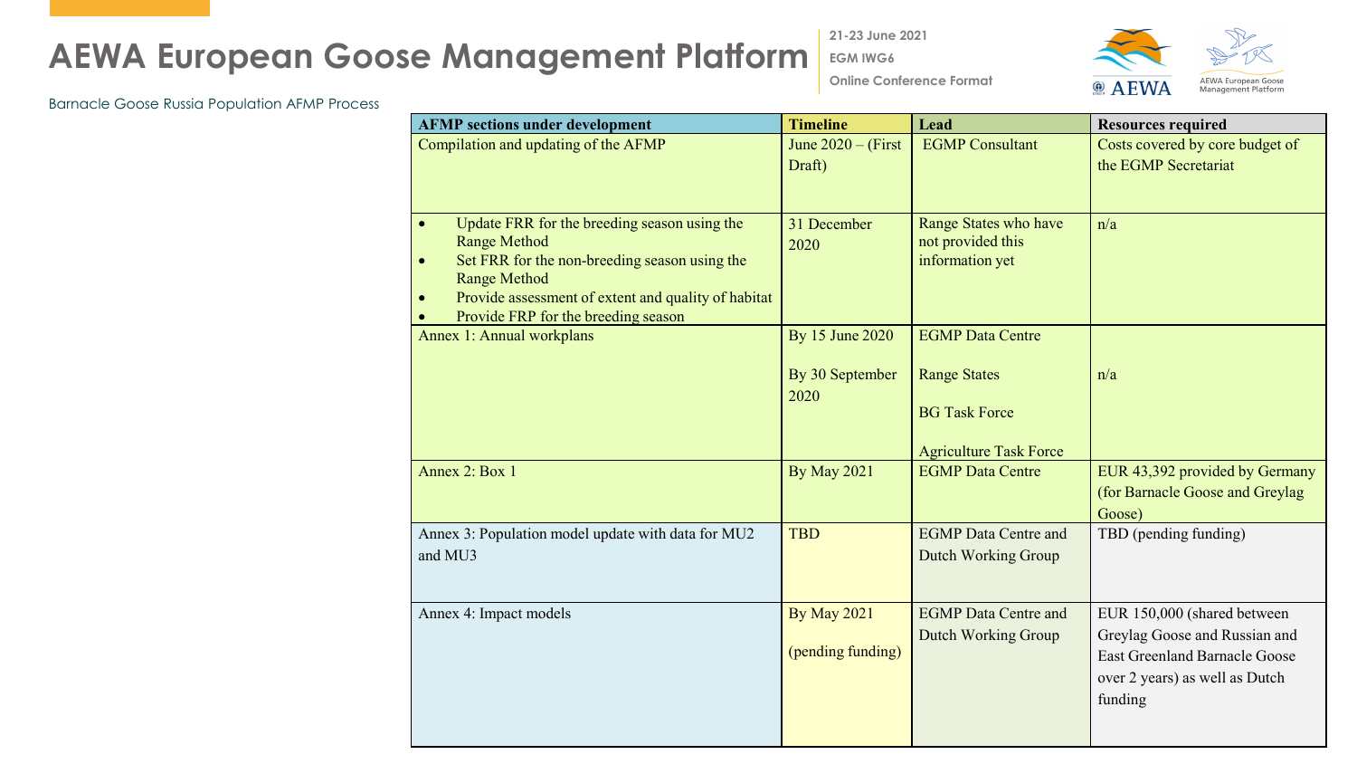# AEWA European Goose Management Platform

21-23 June 2021
EGM IWG6
Online Conference Format

Barnacle Goose Russia Population AFMP Process

| AFMP sections under development | Timeline | Lead | Resources required |
|---|---|---|---|
| Compilation and updating of the AFMP | June 2020 – (First Draft) | EGMP Consultant | Costs covered by core budget of the EGMP Secretariat |
| • Update FRR for the breeding season using the Range Method<br>• Set FRR for the non-breeding season using the Range Method<br>• Provide assessment of extent and quality of habitat<br>• Provide FRP for the breeding season | 31 December 2020 | Range States who have not provided this information yet | n/a |
| Annex 1: Annual workplans | By 15 June 2020<br><br>By 30 September 2020 | EGMP Data Centre<br><br>Range States<br><br>BG Task Force<br><br>Agriculture Task Force | n/a |
| Annex 2: Box 1 | By May 2021 | EGMP Data Centre | EUR 43,392 provided by Germany (for Barnacle Goose and Greylag Goose) |
| Annex 3: Population model update with data for MU2 and MU3 | TBD | EGMP Data Centre and Dutch Working Group | TBD (pending funding) |
| Annex 4: Impact models | By May 2021<br><br>(pending funding) | EGMP Data Centre and Dutch Working Group | EUR 150,000 (shared between Greylag Goose and Russian and East Greenland Barnacle Goose over 2 years) as well as Dutch funding |